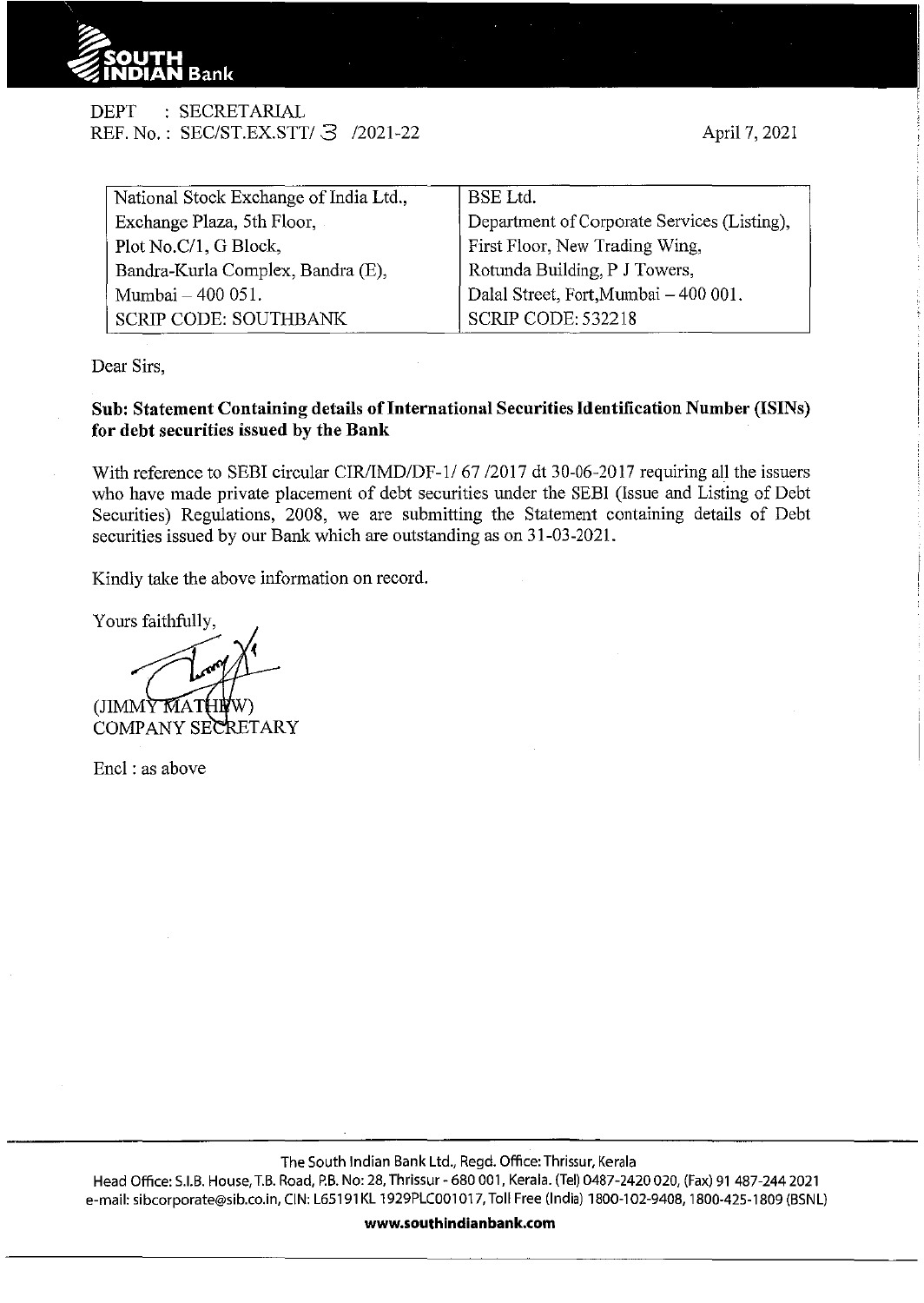DEPT : SECRETARIAL
REF. No. : SEC/ST.EX.STT/ 3 /2021-22

April 7, 2021

| National Stock Exchange of India Ltd., | BSE Ltd. |
|---|---|
| Exchange Plaza, 5th Floor, | Department of Corporate Services (Listing), |
| Plot No.C/1, G Block, | First Floor, New Trading Wing, |
| Bandra-Kurla Complex, Bandra (E), | Rotunda Building, P J Towers, |
| Mumbai – 400 051. | Dalal Street, Fort,Mumbai – 400 001. |
| SCRIP CODE: SOUTHBANK | SCRIP CODE: 532218 |

Dear Sirs,

**Sub: Statement Containing details of International Securities Identification Number (ISINs) for debt securities issued by the Bank**

With reference to SEBI circular CIR/IMD/DF-1/ 67 /2017 dt 30-06-2017 requiring all the issuers who have made private placement of debt securities under the SEBI (Issue and Listing of Debt Securities) Regulations, 2008, we are submitting the Statement containing details of Debt securities issued by our Bank which are outstanding as on 31-03-2021.

Kindly take the above information on record.

Yours faithfully,

(JIMMY MATHEW)
COMPANY SECRETARY

Encl : as above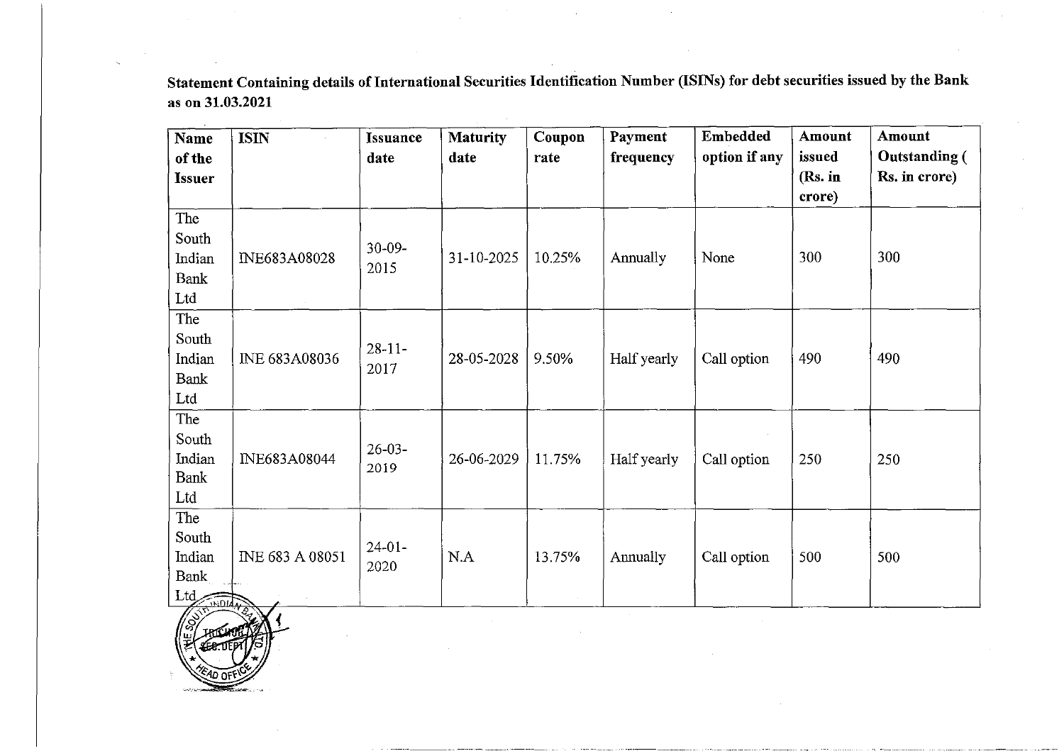**Statement Containing details of International Securities Identification Number (ISINs) for debt securities issued by the Bank as on 31.03.2021**

| Name of the Issuer | ISIN | Issuance date | Maturity date | Coupon rate | Payment frequency | Embedded option if any | Amount issued (Rs. in crore) | Amount Outstanding ( Rs. in crore) |
|---|---|---|---|---|---|---|---|---|
| The South Indian Bank Ltd | INE683A08028 | 30-09-2015 | 31-10-2025 | 10.25% | Annually | None | 300 | 300 |
| The South Indian Bank Ltd | INE 683A08036 | 28-11-2017 | 28-05-2028 | 9.50% | Half yearly | Call option | 490 | 490 |
| The South Indian Bank Ltd | INE683A08044 | 26-03-2019 | 26-06-2029 | 11.75% | Half yearly | Call option | 250 | 250 |
| The South Indian Bank Ltd | INE 683 A 08051 | 24-01-2020 | N.A | 13.75% | Annually | Call option | 500 | 500 |